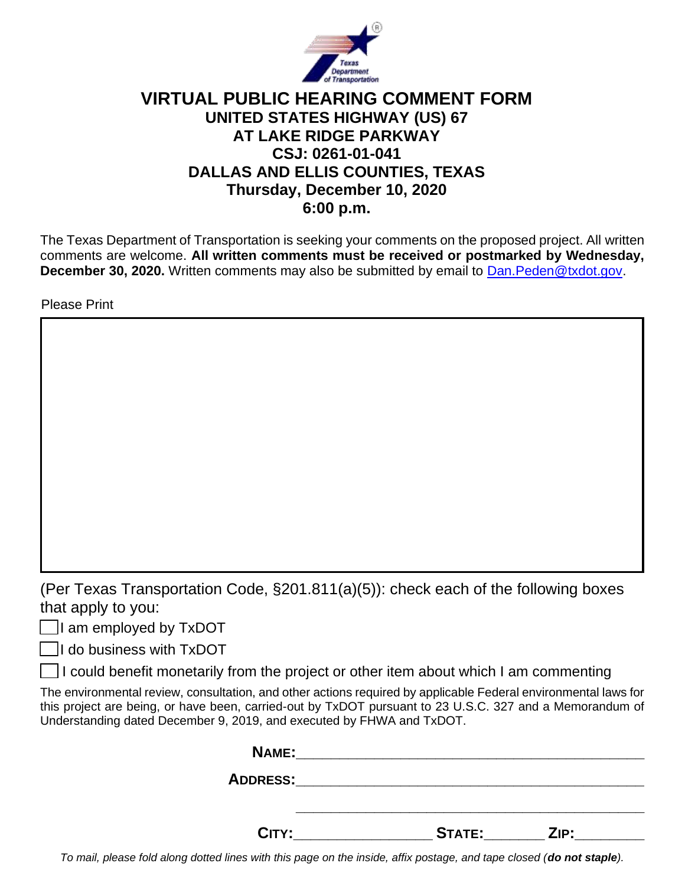# VIRTUAL PUBLIC HEARING COMMENT FORM

## UNITED STATES HIGHWAY (US) 67
## AT LAKE RIDGE PARKWAY
## CSJ: 0261-01-041
## DALLAS AND ELLIS COUNTIES, TEXAS
## Thursday, December 10, 2020
## 6:00 p.m.

The Texas Department of Transportation is seeking your comments on the proposed project. All written comments are welcome. **All written comments must be received or postmarked by Wednesday, December 30, 2020.** Written comments may also be submitted by email to Dan.Peden@txdot.gov.

Please Print

(Per Texas Transportation Code, §201.811(a)(5)): check each of the following boxes that apply to you:

- [ ] I am employed by TxDOT
- [ ] I do business with TxDOT
- [ ] I could benefit monetarily from the project or other item about which I am commenting

The environmental review, consultation, and other actions required by applicable Federal environmental laws for this project are being, or have been, carried-out by TxDOT pursuant to 23 U.S.C. 327 and a Memorandum of Understanding dated December 9, 2019, and executed by FHWA and TxDOT.

**NAME:**______________________________________________

**ADDRESS:**______________________________________________

______________________________________________

**CITY:**_________________ **STATE:**_______ **ZIP:**_________

*To mail, please fold along dotted lines with this page on the inside, affix postage, and tape closed (**do not staple**).*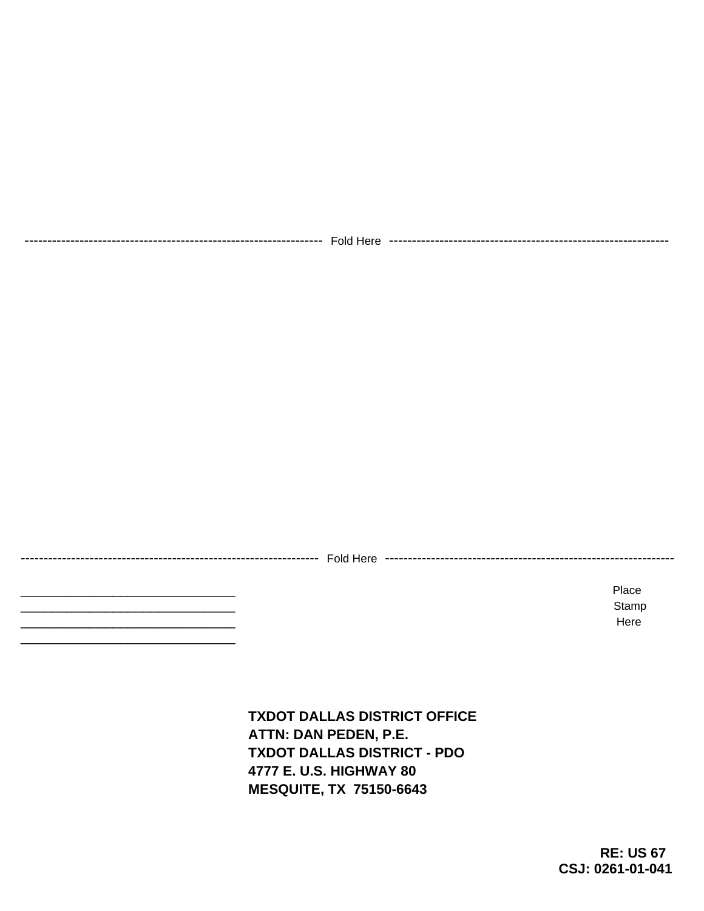------------------------------------------------------------------ Fold Here --------------------------------------------------------------

------------------------------------------------------------------ Fold Here --------------------------------------------------------------

________________________________
________________________________
________________________________
________________________________

Place
Stamp
Here

**TXDOT DALLAS DISTRICT OFFICE**
**ATTN: DAN PEDEN, P.E.**
**TXDOT DALLAS DISTRICT - PDO**
**4777 E. U.S. HIGHWAY 80**
**MESQUITE, TX 75150-6643**

**RE: US 67**
**CSJ: 0261-01-041**